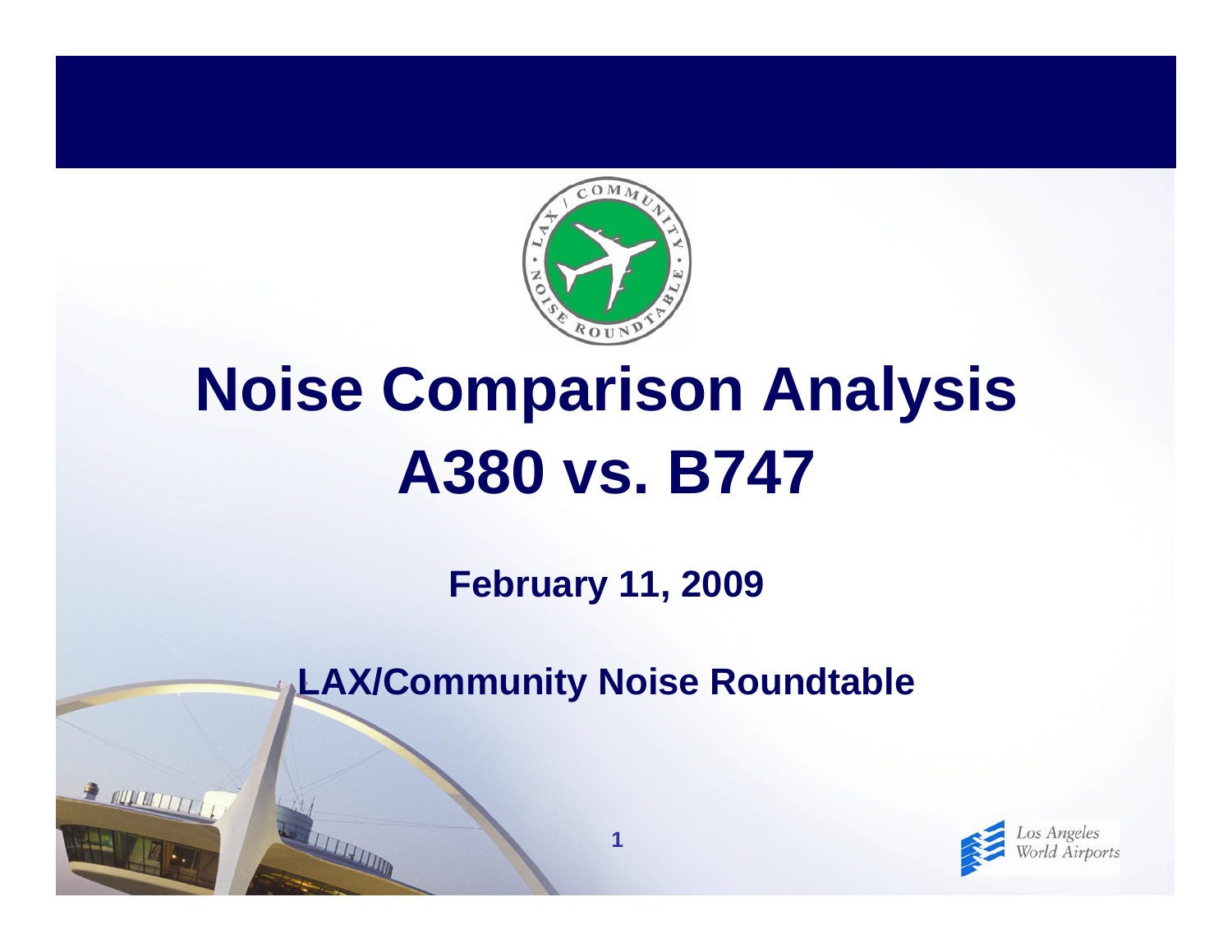# Noise Comparison Analysis
# A380 vs. B747

**February 11, 2009**

**LAX/Community Noise Roundtable**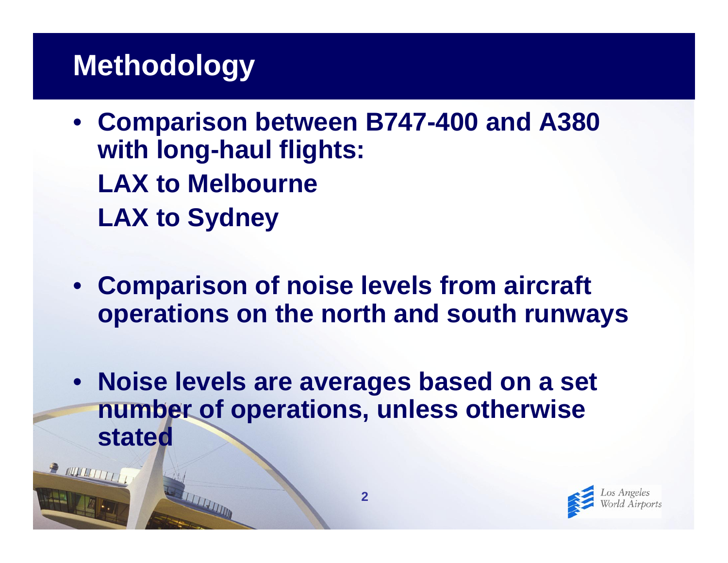# Methodology

- **Comparison between B747-400 and A380 with long-haul flights:**
  **LAX to Melbourne**
  **LAX to Sydney**

- **Comparison of noise levels from aircraft operations on the north and south runways**

- **Noise levels are averages based on a set number of operations, unless otherwise stated**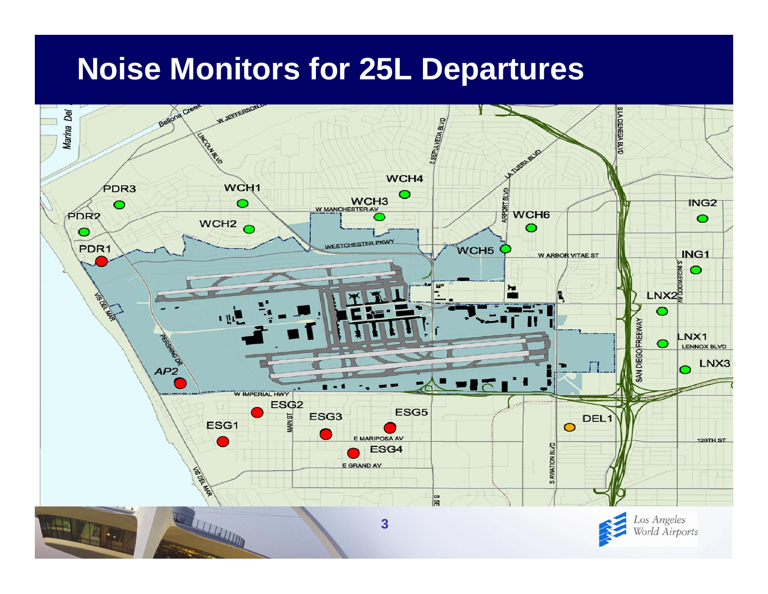# Noise Monitors for 25L Departures

PDR3, WCH1, WCH4, WCH3, PDR2, WCH2, WCH6, ING2, PDR1, WCH5, ING1, LNX2, LNX1, LNX3, AP2, ESG2, ESG5, ESG3, ESG1, DEL1, ESG4

Marina Del, Ballona Creek, W JEFFERSON BL, LINCOLN BLVD, S SEPULVEDA BLVD, LA TIJERA BLVD, S LA CIENEGA BLVD, AIRPORT BLVD, W MANCHESTER AV, WESTCHESTER PKWY, W ARBOR VITAE ST, S INGLEWOOD AV, VISTA DEL MAR, PERSHING DR, SAN DIEGO FREEWAY, LENNOX BLVD, W IMPERIAL HWY, MAIN ST, E MARIPOSA AV, E GRAND AV, S AVIATION BLVD, 120TH ST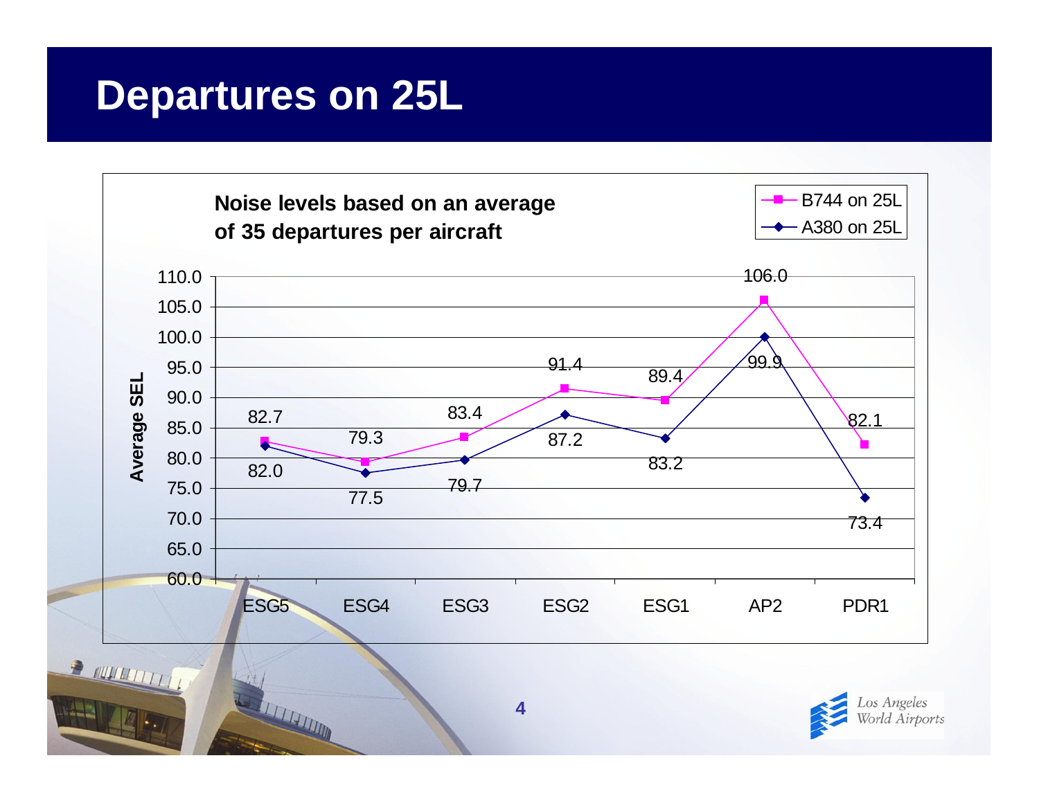# Departures on 25L

**Noise levels based on an average of 35 departures per aircraft**

Average SEL

| | ESG5 | ESG4 | ESG3 | ESG2 | ESG1 | AP2 | PDR1 |
|---|---|---|---|---|---|---|---|
| B744 on 25L | 82.7 | 79.3 | 83.4 | 91.4 | 89.4 | 106.0 | 82.1 |
| A380 on 25L | 82.0 | 77.5 | 79.7 | 87.2 | 83.2 | 99.9 | 73.4 |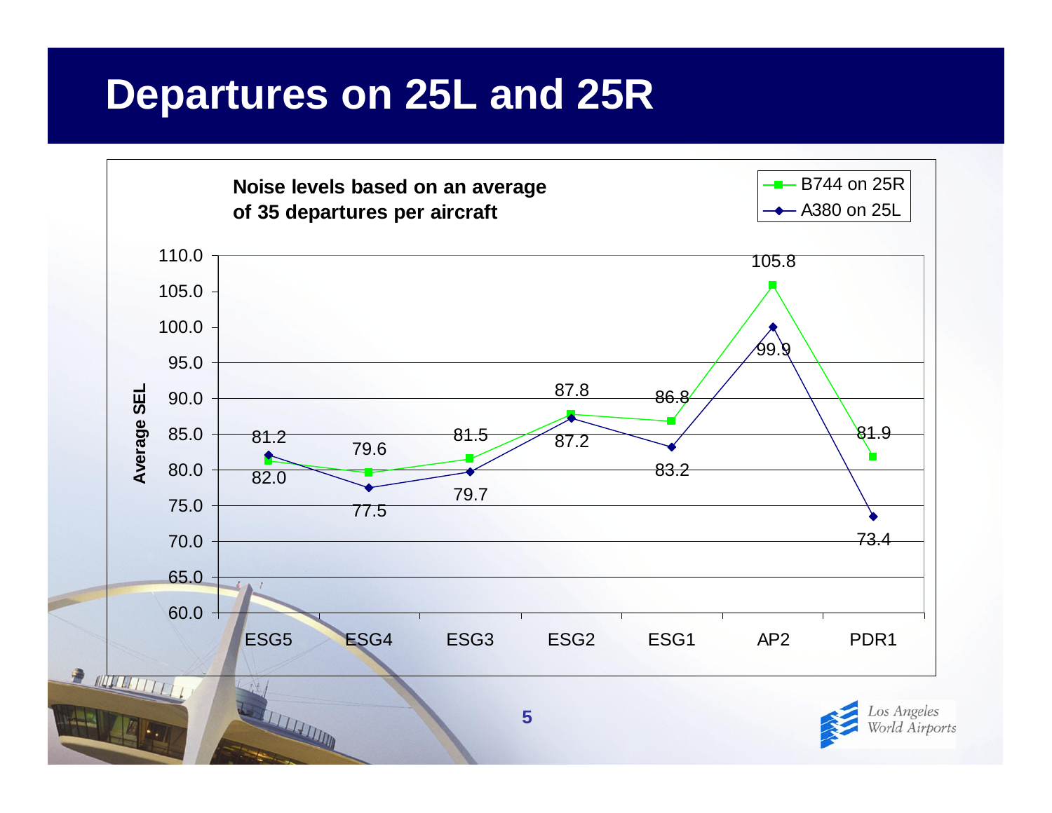# Departures on 25L and 25R

**Noise levels based on an average of 35 departures per aircraft**

| Average SEL | ESG5 | ESG4 | ESG3 | ESG2 | ESG1 | AP2 | PDR1 |
|---|---|---|---|---|---|---|---|
| B744 on 25R | 81.2 | 79.6 | 81.5 | 87.8 | 86.8 | 105.8 | 81.9 |
| A380 on 25L | 82.0 | 77.5 | 79.7 | 87.2 | 83.2 | 99.9 | 73.4 |

Los Angeles World Airports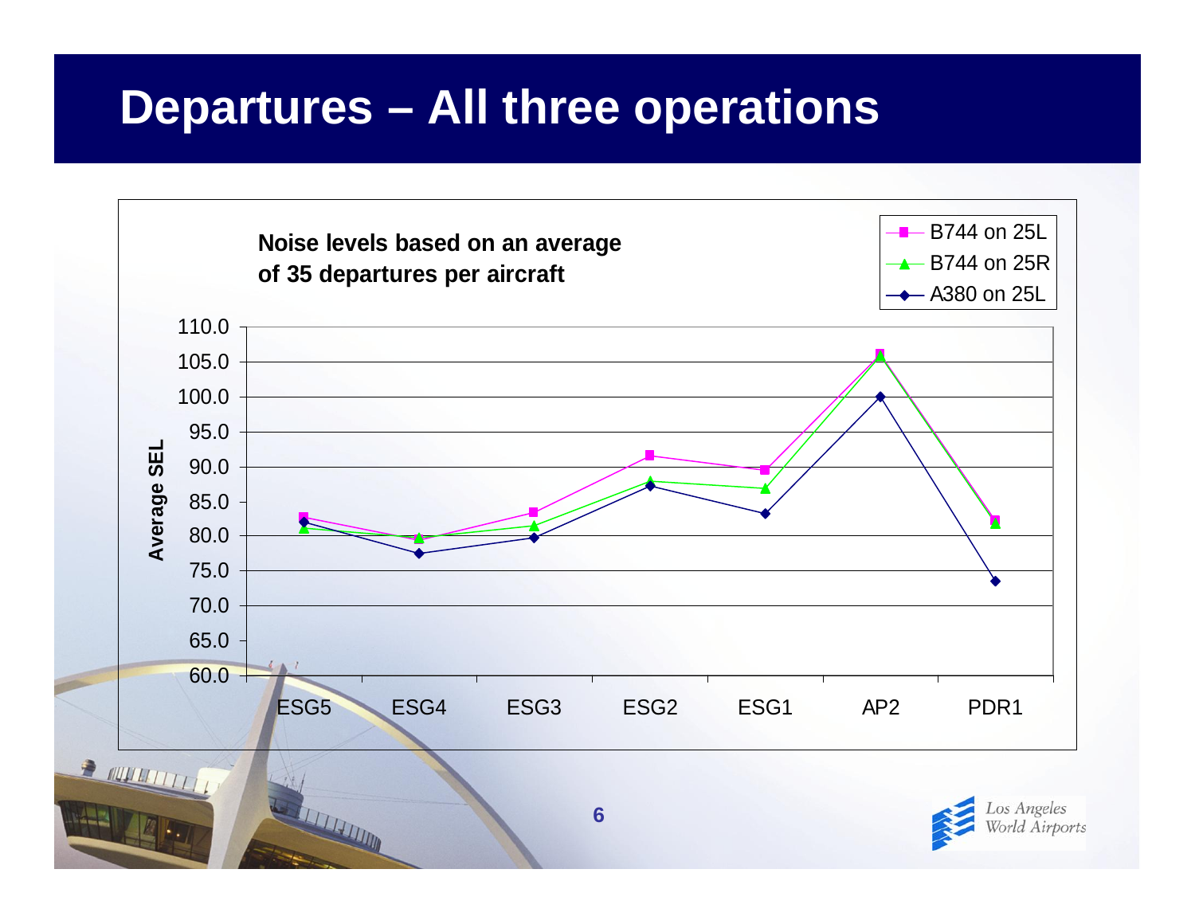# Departures – All three operations

**Noise levels based on an average of 35 departures per aircraft**

Average SEL

| | ESG5 | ESG4 | ESG3 | ESG2 | ESG1 | AP2 | PDR1 |
|---|---|---|---|---|---|---|---|
| B744 on 25L | 82.7 | 79.5 | 83.4 | 91.6 | 89.5 | 106.1 | 82.3 |
| B744 on 25R | 81.1 | 79.8 | 81.5 | 87.9 | 86.9 | 105.8 | 81.8 |
| A380 on 25L | 82.0 | 77.5 | 79.8 | 87.3 | 83.3 | 100.1 | 73.5 |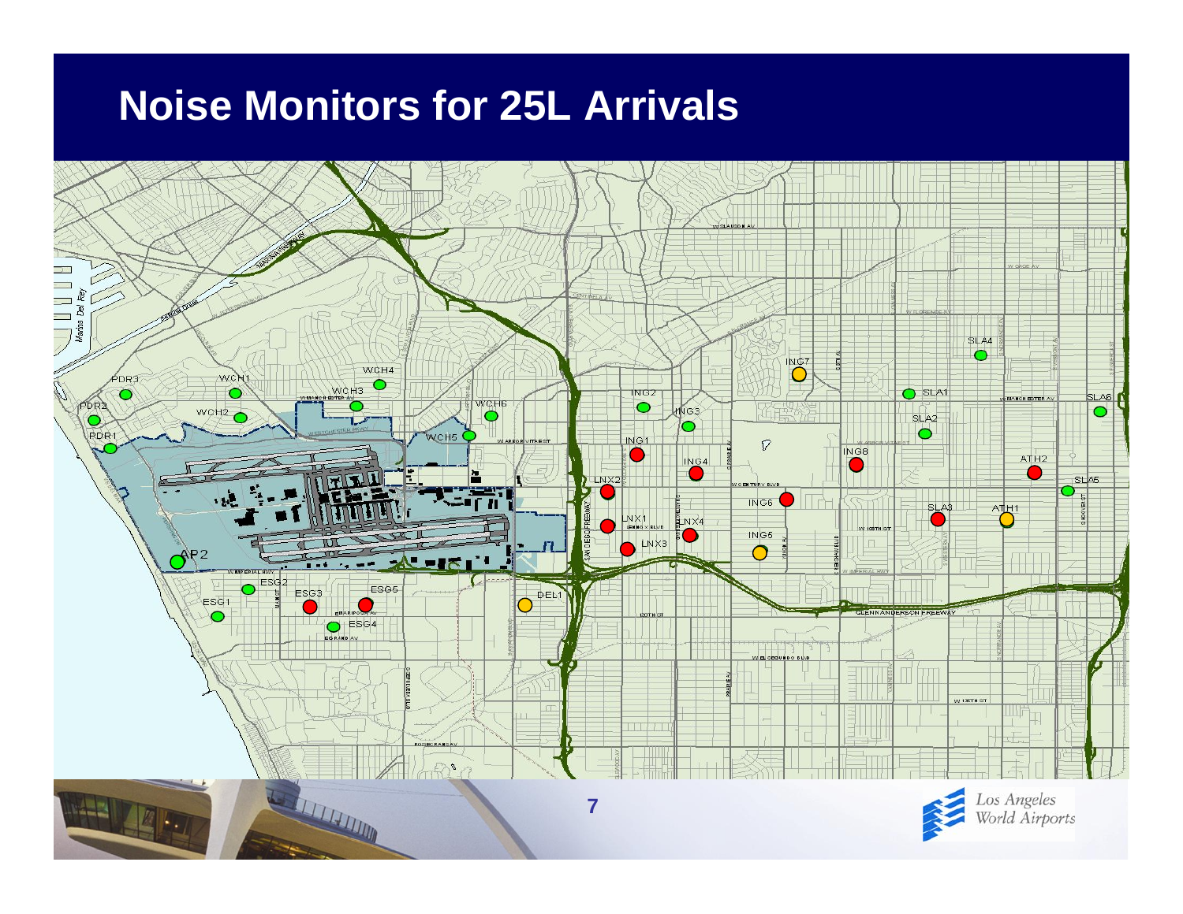# Noise Monitors for 25L Arrivals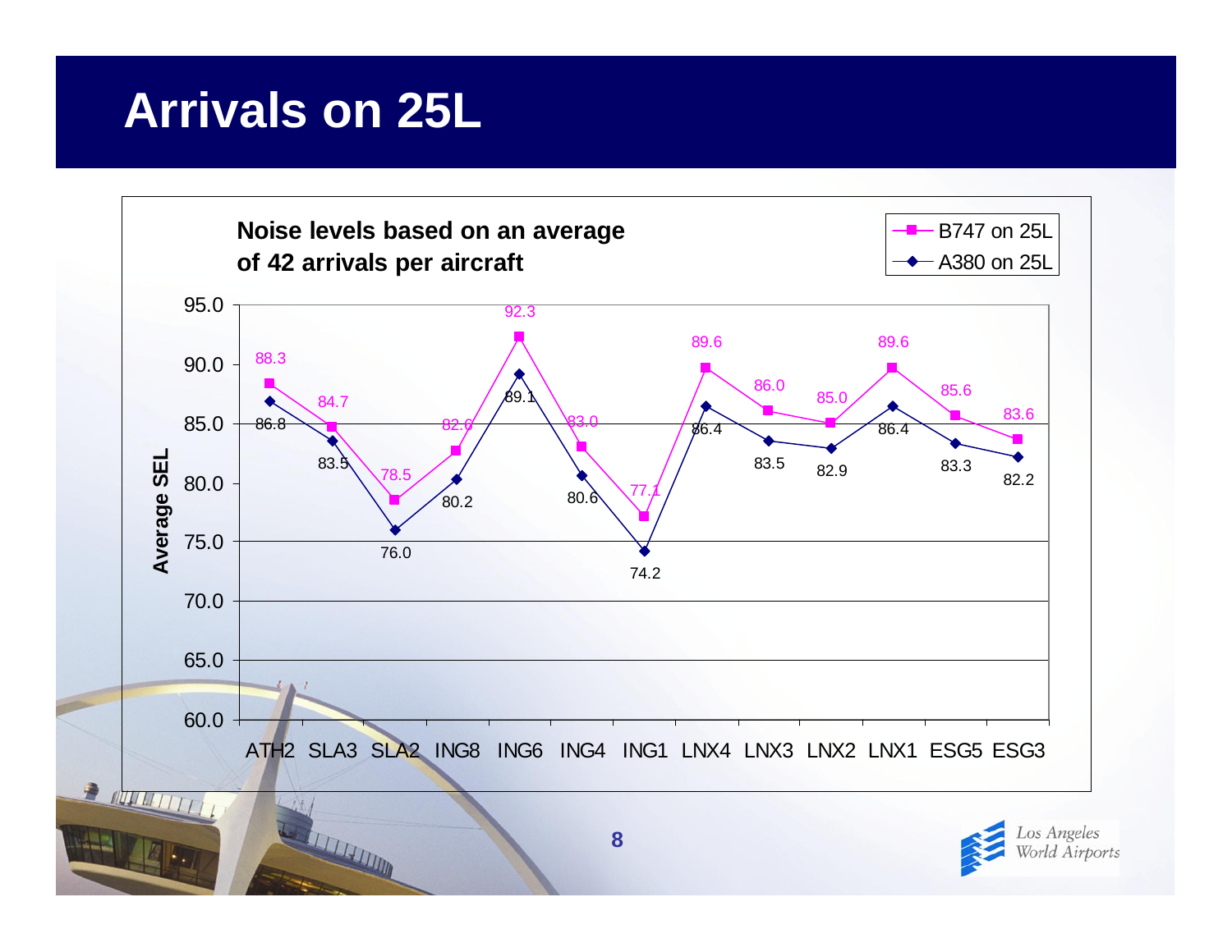# Arrivals on 25L

**Noise levels based on an average of 42 arrivals per aircraft**

| Location | B747 on 25L | A380 on 25L |
|---|---|---|
| ATH2 | 88.3 | 86.8 |
| SLA3 | 84.7 | 83.5 |
| SLA2 | 78.5 | 76.0 |
| ING8 | 82.6 | 80.2 |
| ING6 | 92.3 | 89.1 |
| ING4 | 83.0 | 80.6 |
| ING1 | 77.1 | 74.2 |
| LNX4 | 89.6 | 86.4 |
| LNX3 | 86.0 | 83.5 |
| LNX2 | 85.0 | 82.9 |
| LNX1 | 89.6 | 86.4 |
| ESG5 | 85.6 | 83.3 |
| ESG3 | 83.6 | 82.2 |

Y-axis: Average SEL (60.0 – 95.0)

Los Angeles World Airports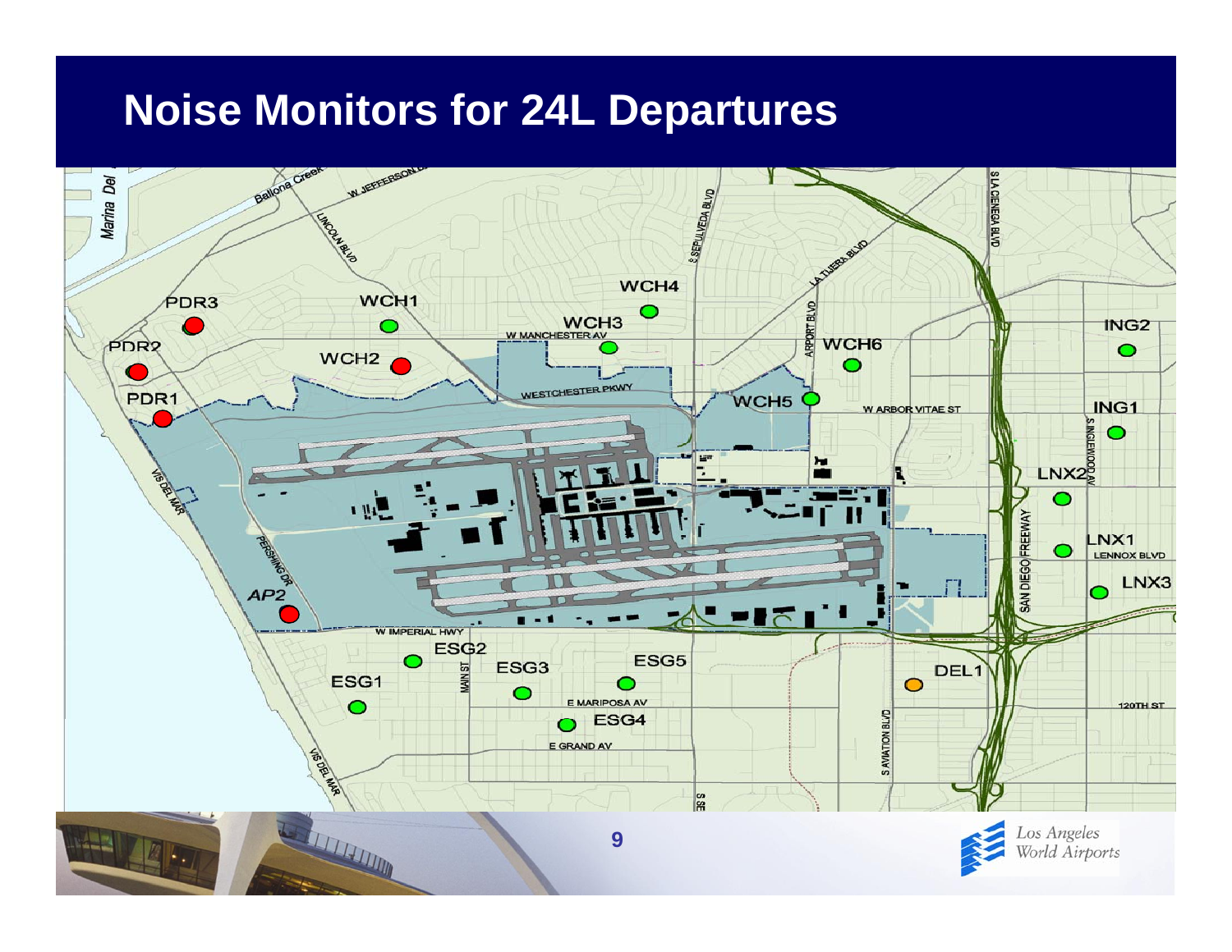# Noise Monitors for 24L Departures

PDR3

WCH1

WCH4

WCH3

PDR2

WCH2

WCH6

ING2

PDR1

WCH5

ING1

LNX2

LNX1

LNX3

AP2

ESG2

ESG5

ESG3

ESG1

DEL1

ESG4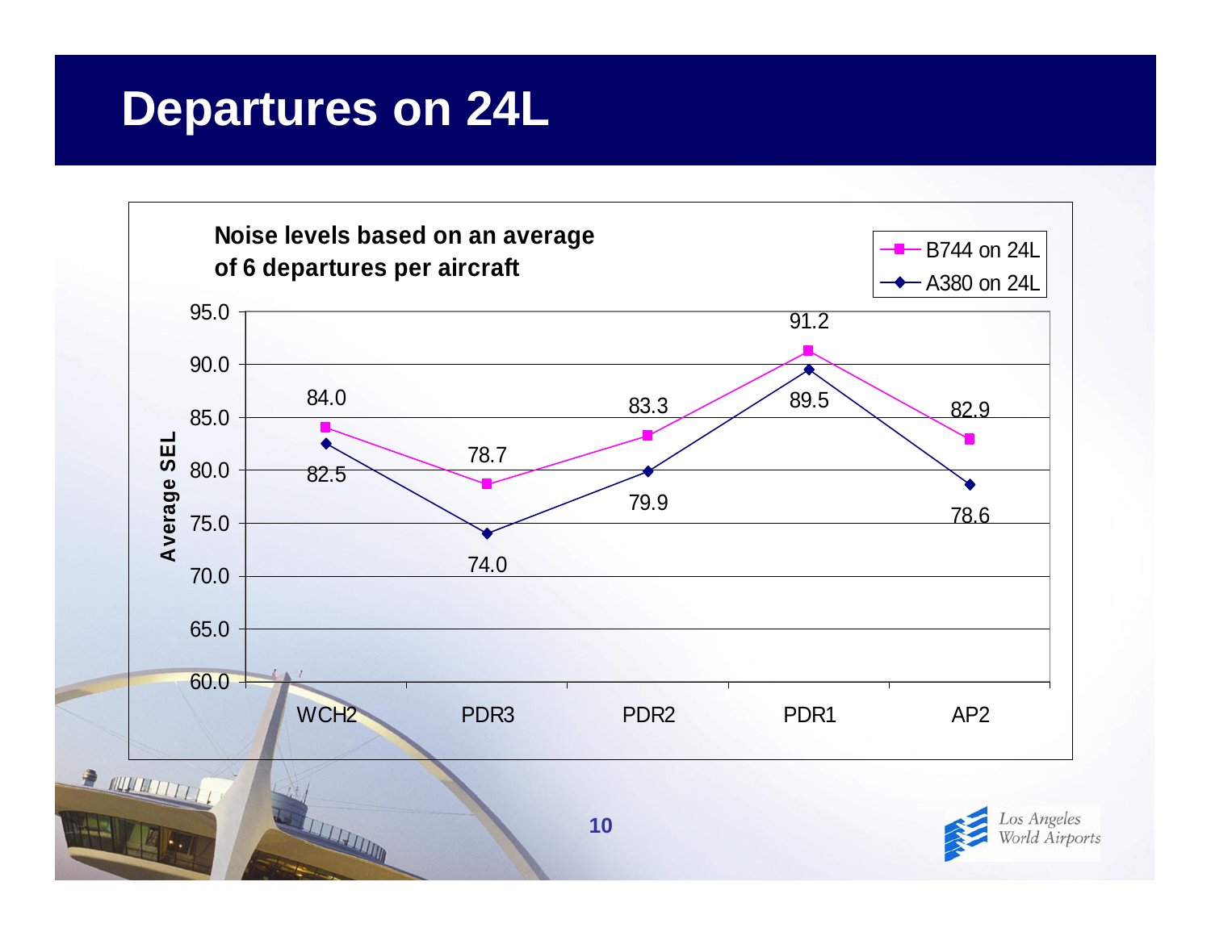# Departures on 24L

**Noise levels based on an average of 6 departures per aircraft**

| Location | B744 on 24L (Average SEL) | A380 on 24L (Average SEL) |
|---|---|---|
| WCH2 | 84.0 | 82.5 |
| PDR3 | 78.7 | 74.0 |
| PDR2 | 83.3 | 79.9 |
| PDR1 | 91.2 | 89.5 |
| AP2 | 82.9 | 78.6 |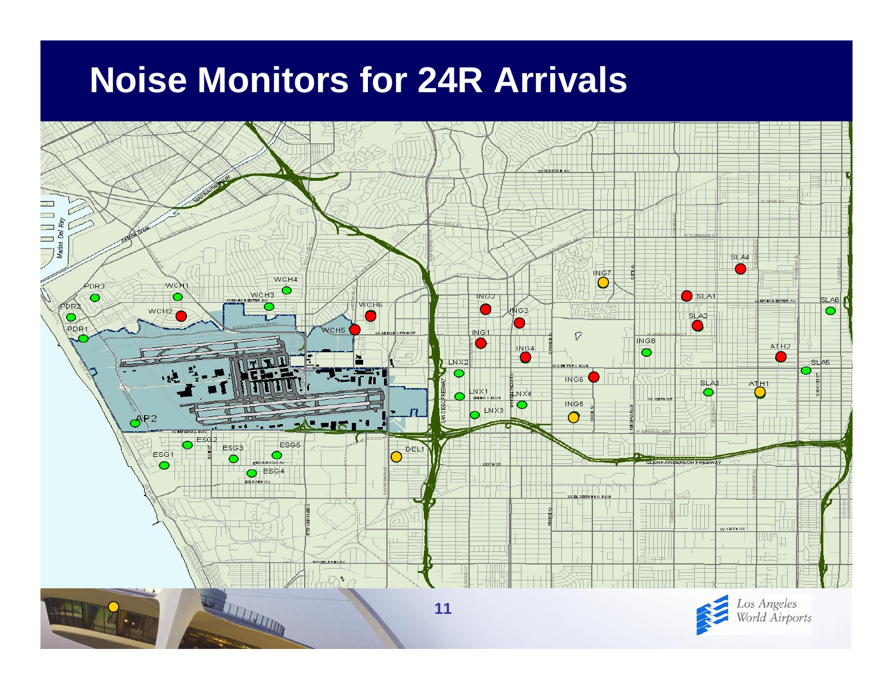# Noise Monitors for 24R Arrivals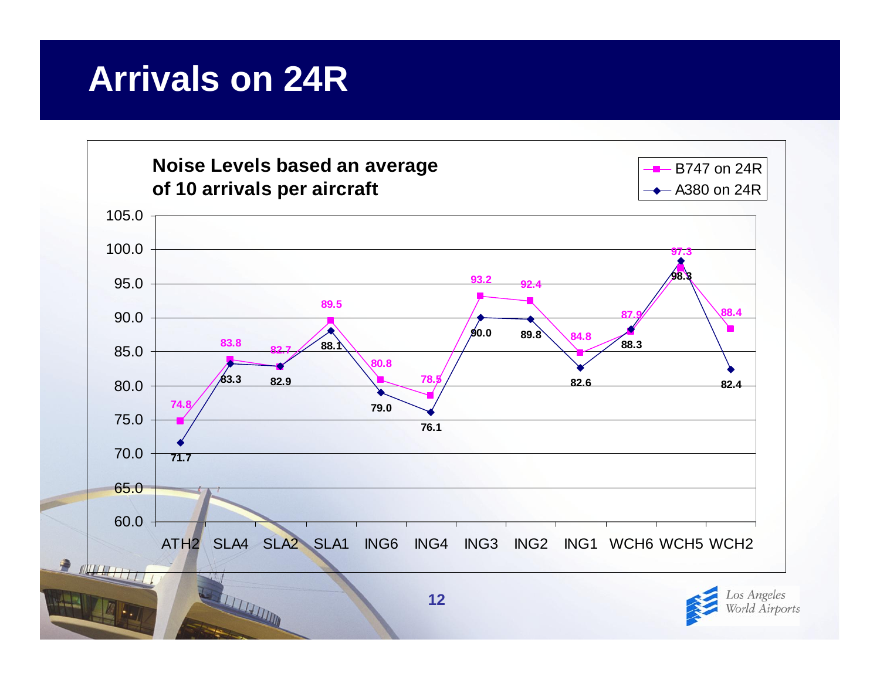# Arrivals on 24R

**Noise Levels based an average of 10 arrivals per aircraft**

| Location | B747 on 24R | A380 on 24R |
|---|---|---|
| ATH2 | 74.8 | 71.7 |
| SLA4 | 83.8 | 83.3 |
| SLA2 | 82.7 | 82.9 |
| SLA1 | 89.5 | 88.1 |
| ING6 | 80.8 | 79.0 |
| ING4 | 78.5 | 76.1 |
| ING3 | 93.2 | 90.0 |
| ING2 | 92.4 | 89.8 |
| ING1 | 84.8 | 82.6 |
| WCH6 | 87.9 | 88.3 |
| WCH5 | 97.3 | 98.3 |
| WCH2 | 88.4 | 82.4 |

Los Angeles World Airports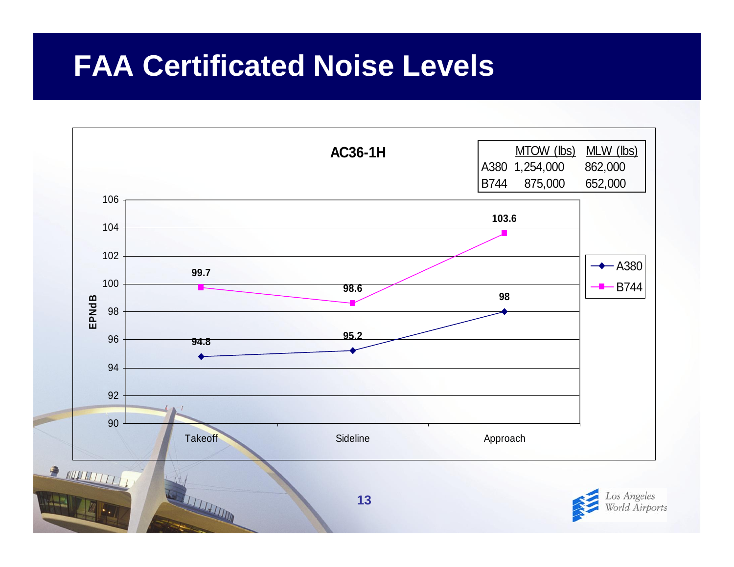# FAA Certificated Noise Levels

**AC36-1H**

|  | MTOW (lbs) | MLW (lbs) |
|---|---|---|
| A380 | 1,254,000 | 862,000 |
| B744 | 875,000 | 652,000 |

EPNdB

|  | Takeoff | Sideline | Approach |
|---|---|---|---|
| A380 | 94.8 | 95.2 | 98 |
| B744 | 99.7 | 98.6 | 103.6 |

Los Angeles World Airports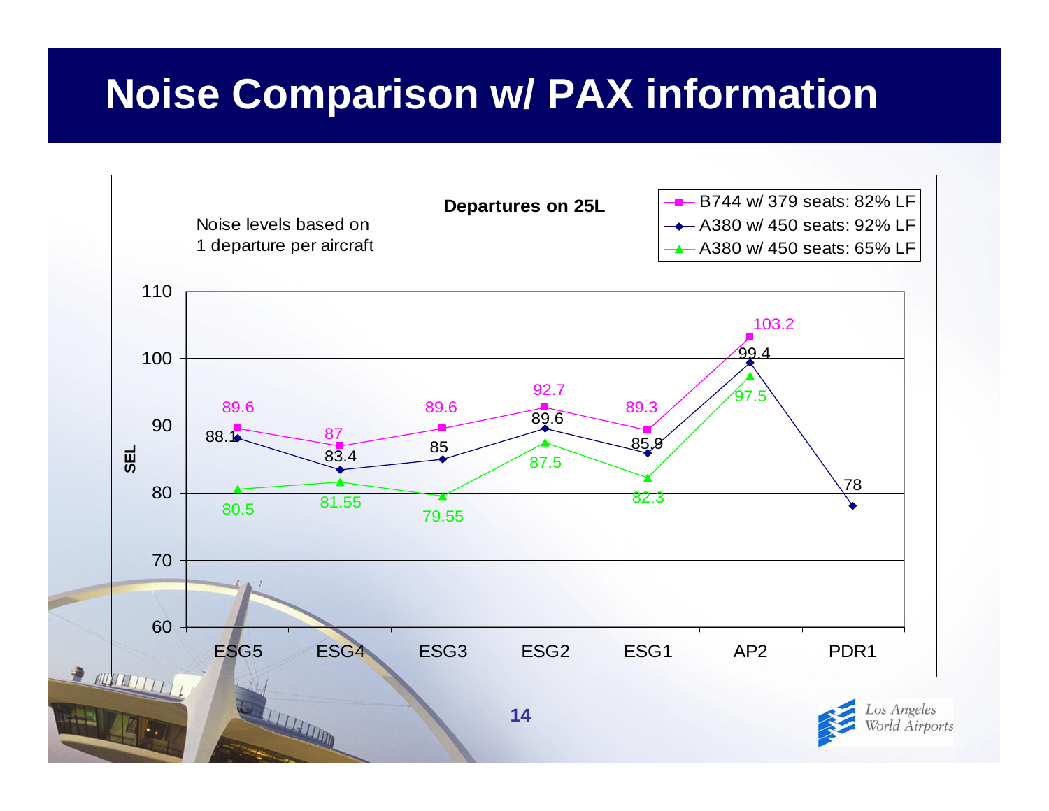# Noise Comparison w/ PAX information

**Departures on 25L**

Noise levels based on 1 departure per aircraft

| SEL | ESG5 | ESG4 | ESG3 | ESG2 | ESG1 | AP2 | PDR1 |
|---|---|---|---|---|---|---|---|
| B744 w/ 379 seats: 82% LF | 89.6 | 87 | 89.6 | 92.7 | 89.3 | 103.2 | |
| A380 w/ 450 seats: 92% LF | 88.1 | 83.4 | 85 | 89.6 | 85.9 | 99.4 | 78 |
| A380 w/ 450 seats: 65% LF | 80.5 | 81.55 | 79.55 | 87.5 | 82.3 | 97.5 | |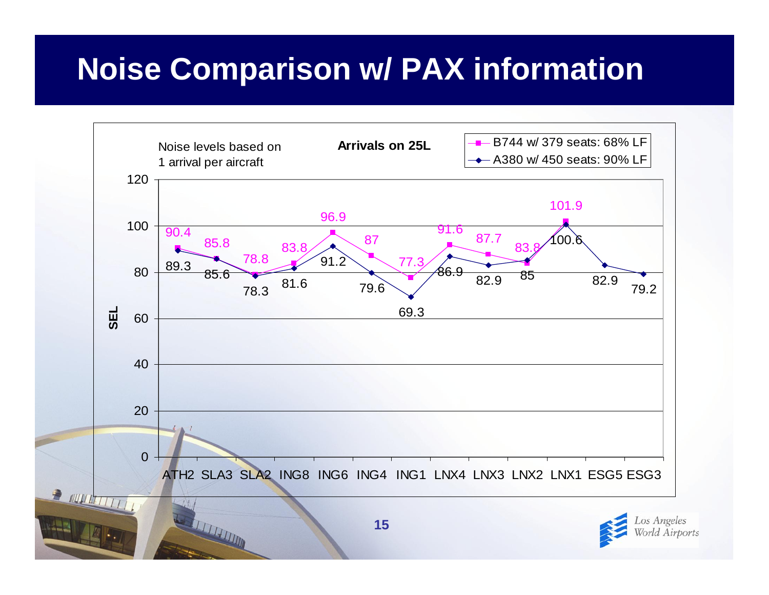# Noise Comparison w/ PAX information

Noise levels based on 1 arrival per aircraft

**Arrivals on 25L**

B744 w/ 379 seats: 68% LF

A380 w/ 450 seats: 90% LF

SEL

120
100
80
60
40
20
0

ATH2 SLA3 SLA2 ING8 ING6 ING4 ING1 LNX4 LNX3 LNX2 LNX1 ESG5 ESG3

90.4 85.8 78.8 83.8 96.9 87 77.3 91.6 87.7 83.8 101.9

89.3 85.6 78.3 81.6 91.2 79.6 69.3 86.9 82.9 85 100.6 82.9 79.2

Los Angeles World Airports